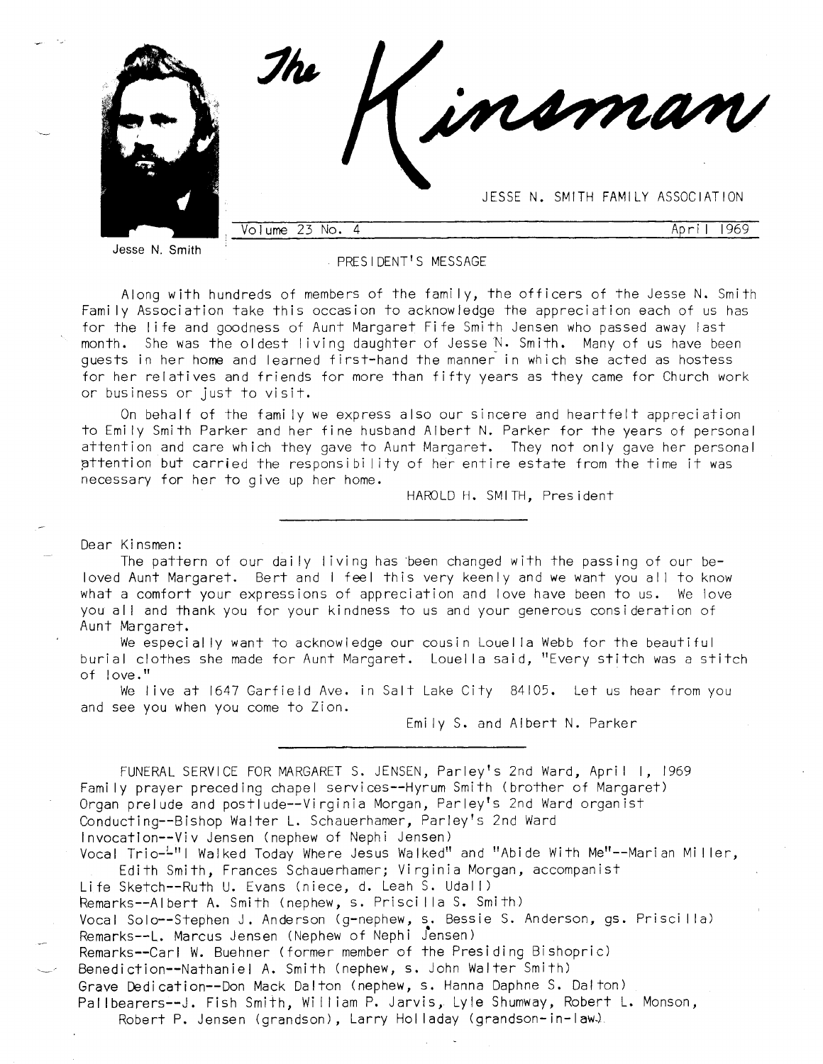# The Kinsman

JESSE N. SMITH FAMILY ASSOCIATION

Jesse N. Smith

Volume 23 No. 4 — April 1969

## PRESIDENT'S MESSAGE

Along with hundreds of members of the family, the officers of the Jesse N. Smith Family Association take this occasion to acknowledge the appreciation each of us has for the life and goodness of Aunt Margaret Fife Smith Jensen who passed away last month. She was the oldest living daughter of Jesse N. Smith. Many of us have been guests in her home and learned first-hand the manner in which she acted as hostess for her relatives and friends for more than fifty years as they came for Church work or business or just to visit.

On behalf of the family we express also our sincere and heartfelt appreciation to Emily Smith Parker and her fine husband Albert N. Parker for the years of personal attention and care which they gave to Aunt Margaret. They not only gave her personal attention but carried the responsibility of her entire estate from the time it was necessary for her to give up her home.

HAROLD H. SMITH, President

---

Dear Kinsmen:

The pattern of our daily living has been changed with the passing of our beloved Aunt Margaret. Bert and I feel this very keenly and we want you all to know what a comfort your expressions of appreciation and love have been to us. We love you all and thank you for your kindness to us and your generous consideration of Aunt Margaret.

We especially want to acknowledge our cousin Louella Webb for the beautiful burial clothes she made for Aunt Margaret. Louella said, "Every stitch was a stitch of love."

We live at 1647 Garfield Ave. in Salt Lake City 84105. Let us hear from you and see you when you come to Zion.

Emily S. and Albert N. Parker

---

FUNERAL SERVICE FOR MARGARET S. JENSEN, Parley's 2nd Ward, April 1, 1969

Family prayer preceding chapel services--Hyrum Smith (brother of Margaret)
Organ prelude and postlude--Virginia Morgan, Parley's 2nd Ward organist
Conducting--Bishop Walter L. Schauerhamer, Parley's 2nd Ward
Invocation--Viv Jensen (nephew of Nephi Jensen)
Vocal Trio--"I Walked Today Where Jesus Walked" and "Abide With Me"--Marian Miller, Edith Smith, Frances Schauerhamer; Virginia Morgan, accompanist
Life Sketch--Ruth U. Evans (niece, d. Leah S. Udall)
Remarks--Albert A. Smith (nephew, s. Priscilla S. Smith)
Vocal Solo--Stephen J. Anderson (g-nephew, s. Bessie S. Anderson, gs. Priscilla)
Remarks--L. Marcus Jensen (Nephew of Nephi Jensen)
Remarks--Carl W. Buehner (former member of the Presiding Bishopric)
Benediction--Nathaniel A. Smith (nephew, s. John Walter Smith)
Grave Dedication--Don Mack Dalton (nephew, s. Hanna Daphne S. Dalton)
Pallbearers--J. Fish Smith, William P. Jarvis, Lyle Shumway, Robert L. Monson, Robert P. Jensen (grandson), Larry Holladay (grandson-in-law)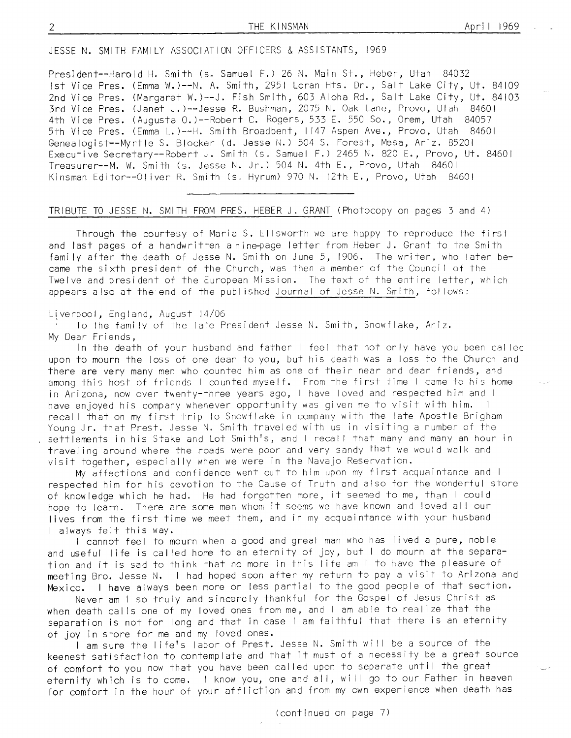JESSE N. SMITH FAMILY ASSOCIATION OFFICERS & ASSISTANTS, 1969

President--Harold H. Smith (s. Samuel F.) 26 N. Main St., Heber, Utah 84032
1st Vice Pres. (Emma W.)--N. A. Smith, 2951 Loran Hts. Dr., Salt Lake City, Ut. 84109
2nd Vice Pres. (Margaret W.)--J. Fish Smith, 603 Aloha Rd., Salt Lake City, Ut. 84103
3rd Vice Pres. (Janet J.)--Jesse R. Bushman, 2075 N. Oak Lane, Provo, Utah 84601
4th Vice Pres. (Augusta O.)--Robert C. Rogers, 533 E. 550 So., Orem, Utah 84057
5th Vice Pres. (Emma L.)--H. Smith Broadbent, 1147 Aspen Ave., Provo, Utah 84601
Genealogist--Myrtle S. Blocker (d. Jesse N.) 504 S. Forest, Mesa, Ariz. 85201
Executive Secretary--Robert J. Smith (s. Samuel F.) 2465 N. 820 E., Provo, Ut. 84601
Treasurer--M. W. Smith (s. Jesse N. Jr.) 504 N. 4th E., Provo, Utah 84601
Kinsman Editor--Oliver R. Smith (s. Hyrum) 970 N. 12th E., Provo, Utah 84601

---

## TRIBUTE TO JESSE N. SMITH FROM PRES. HEBER J. GRANT (Photocopy on pages 3 and 4)

Through the courtesy of Maria S. Ellsworth we are happy to reproduce the first and last pages of a handwritten a nine-page letter from Heber J. Grant to the Smith family after the death of Jesse N. Smith on June 5, 1906. The writer, who later became the sixth president of the Church, was then a member of the Council of the Twelve and president of the European Mission. The text of the entire letter, which appears also at the end of the published Journal of Jesse N. Smith, follows:

Liverpool, England, August 14/06

To the family of the late President Jesse N. Smith, Snowflake, Ariz.

My Dear Friends,

In the death of your husband and father I feel that not only have you been called upon to mourn the loss of one dear to you, but his death was a loss to the Church and there are very many men who counted him as one of their near and dear friends, and among this host of friends I counted myself. From the first time I came to his home in Arizona, now over twenty-three years ago, I have loved and respected him and I have enjoyed his company whenever opportunity was given me to visit with him. I recall that on my first trip to Snowflake in company with the late Apostle Brigham Young Jr. that Prest. Jesse N. Smith traveled with us in visiting a number of the settlements in his Stake and Lot Smith's, and I recall that many and many an hour in traveling around where the roads were poor and very sandy that we would walk and visit together, especially when we were in the Navajo Reservation.

My affections and confidence went out to him upon my first acquaintance and I respected him for his devotion to the Cause of Truth and also for the wonderful store of knowledge which he had. He had forgotten more, it seemed to me, than I could hope to learn. There are some men whom it seems we have known and loved all our lives from the first time we meet them, and in my acquaintance with your husband I always felt this way.

I cannot feel to mourn when a good and great man who has lived a pure, noble and useful life is called home to an eternity of joy, but I do mourn at the separation and it is sad to think that no more in this life am I to have the pleasure of meeting Bro. Jesse N. I had hoped soon after my return to pay a visit to Arizona and Mexico. I have always been more or less partial to the good people of that section.

Never am I so truly and sincerely thankful for the Gospel of Jesus Christ as when death calls one of my loved ones from me, and I am able to realize that the separation is not for long and that in case I am faithful that there is an eternity of joy in store for me and my loved ones.

I am sure the life's labor of Prest. Jesse N. Smith will be a source of the keenest satisfaction to contemplate and that it must of a necessity be a great source of comfort to you now that you have been called upon to separate until the great eternity which is to come. I know you, one and all, will go to our Father in heaven for comfort in the hour of your affliction and from my own experience when death has

(continued on page 7)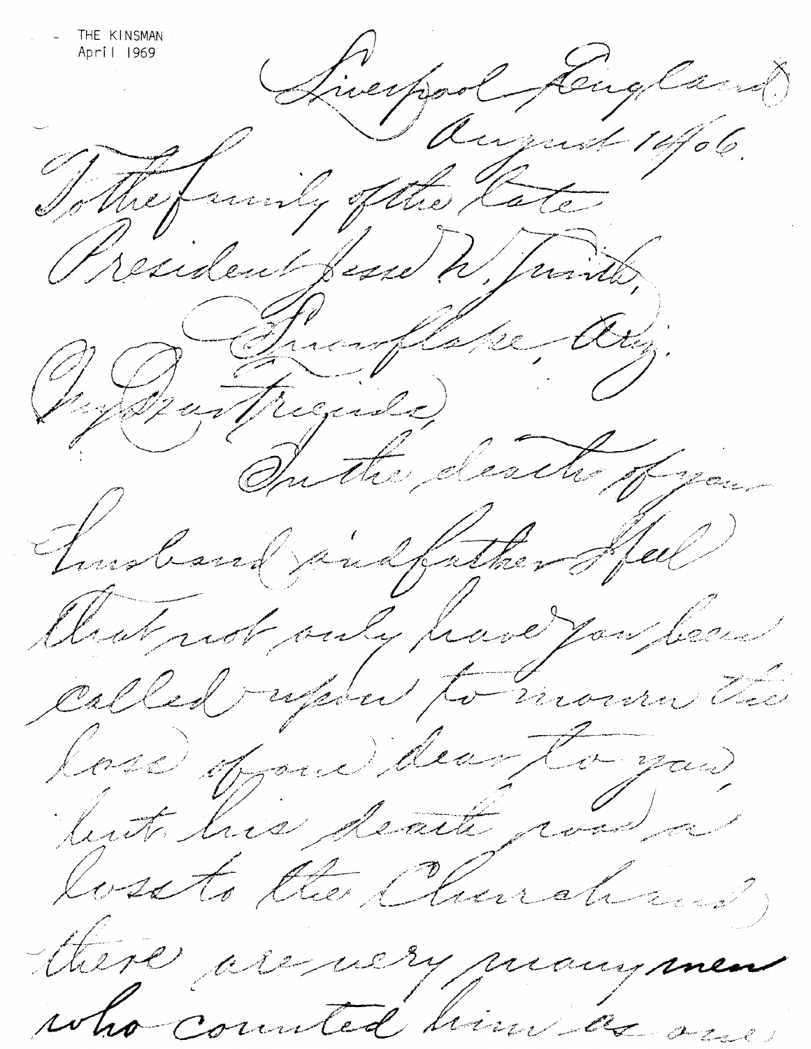Liverpool England
August 14/06.

To the family of the late
President Jesse N. Smith,
Snowflake, Ariz.

My Dear Friends,

In the death of your husband and father I feel that not only have you been called upon to mourn the loss of one dear to you but his death was a loss to the Church and there are very many men who counted him as one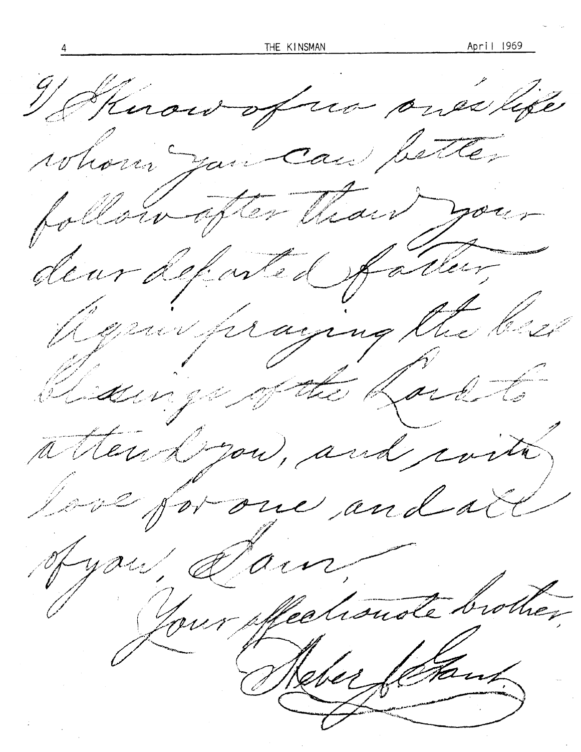I know of no one's life whom you can better follow after than your dear departed father. Again praying the best blessings of the Lord to attend you, and with love for one and all of you, I am,

Your affectionate brother,

Heber J. Grant.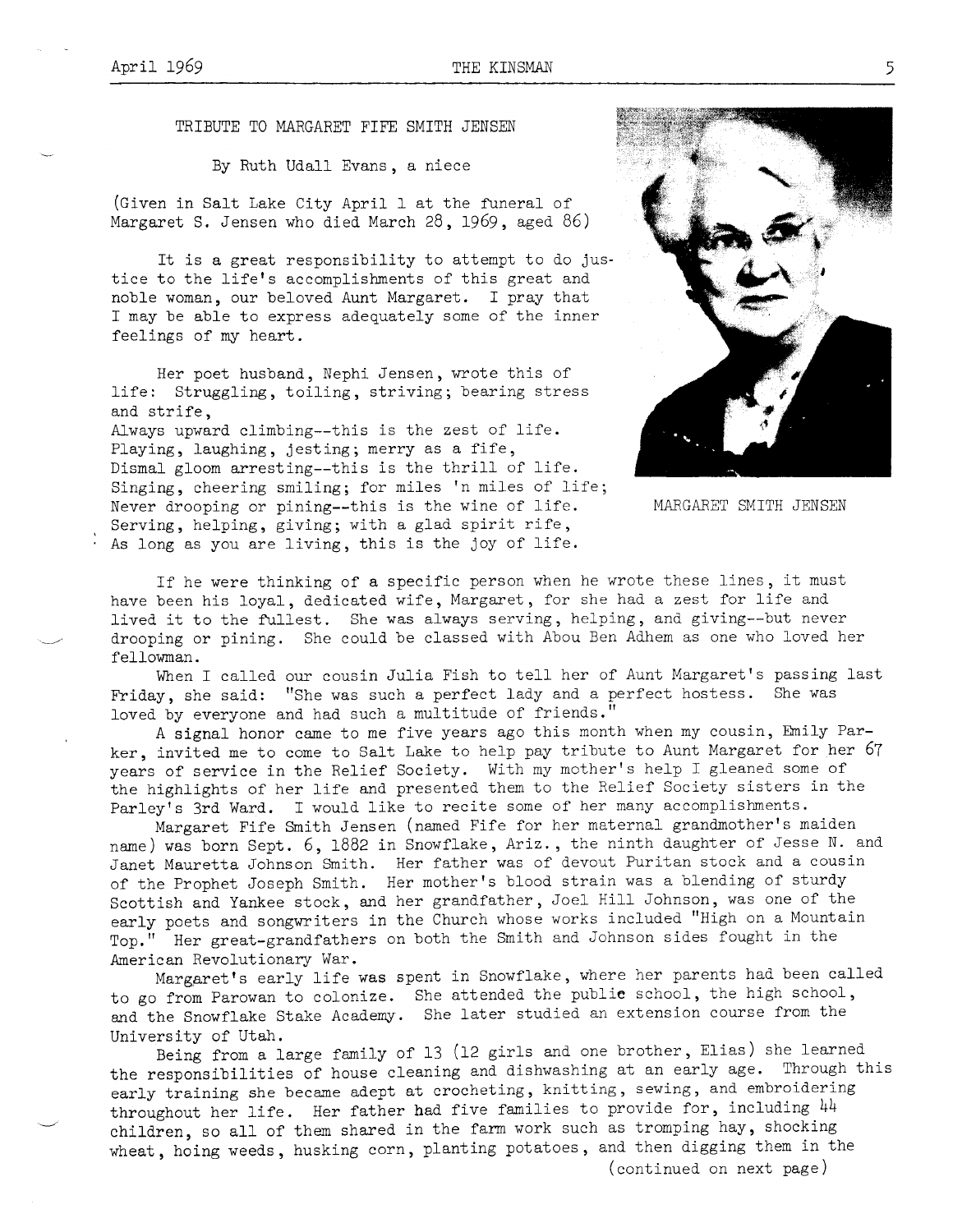## TRIBUTE TO MARGARET FIFE SMITH JENSEN

By Ruth Udall Evans, a niece

(Given in Salt Lake City April 1 at the funeral of Margaret S. Jensen who died March 28, 1969, aged 86)

It is a great responsibility to attempt to do justice to the life's accomplishments of this great and noble woman, our beloved Aunt Margaret. I pray that I may be able to express adequately some of the inner feelings of my heart.

Her poet husband, Nephi Jensen, wrote this of life: Struggling, toiling, striving; bearing stress and strife,
Always upward climbing--this is the zest of life.
Playing, laughing, jesting; merry as a fife,
Dismal gloom arresting--this is the thrill of life.
Singing, cheering smiling; for miles 'n miles of life;
Never drooping or pining--this is the wine of life.
Serving, helping, giving; with a glad spirit rife,
As long as you are living, this is the joy of life.

MARGARET SMITH JENSEN

If he were thinking of a specific person when he wrote these lines, it must have been his loyal, dedicated wife, Margaret, for she had a zest for life and lived it to the fullest. She was always serving, helping, and giving--but never drooping or pining. She could be classed with Abou Ben Adhem as one who loved her fellowman.

When I called our cousin Julia Fish to tell her of Aunt Margaret's passing last Friday, she said: "She was such a perfect lady and a perfect hostess. She was loved by everyone and had such a multitude of friends."

A signal honor came to me five years ago this month when my cousin, Emily Parker, invited me to come to Salt Lake to help pay tribute to Aunt Margaret for her 67 years of service in the Relief Society. With my mother's help I gleaned some of the highlights of her life and presented them to the Relief Society sisters in the Parley's 3rd Ward. I would like to recite some of her many accomplishments.

Margaret Fife Smith Jensen (named Fife for her maternal grandmother's maiden name) was born Sept. 6, 1882 in Snowflake, Ariz., the ninth daughter of Jesse N. and Janet Mauretta Johnson Smith. Her father was of devout Puritan stock and a cousin of the Prophet Joseph Smith. Her mother's blood strain was a blending of sturdy Scottish and Yankee stock, and her grandfather, Joel Hill Johnson, was one of the early poets and songwriters in the Church whose works included "High on a Mountain Top." Her great-grandfathers on both the Smith and Johnson sides fought in the American Revolutionary War.

Margaret's early life was spent in Snowflake, where her parents had been called to go from Parowan to colonize. She attended the public school, the high school, and the Snowflake Stake Academy. She later studied an extension course from the University of Utah.

Being from a large family of 13 (12 girls and one brother, Elias) she learned the responsibilities of house cleaning and dishwashing at an early age. Through this early training she became adept at crocheting, knitting, sewing, and embroidering throughout her life. Her father had five families to provide for, including 44 children, so all of them shared in the farm work such as tromping hay, shocking wheat, hoing weeds, husking corn, planting potatoes, and then digging them in the

(continued on next page)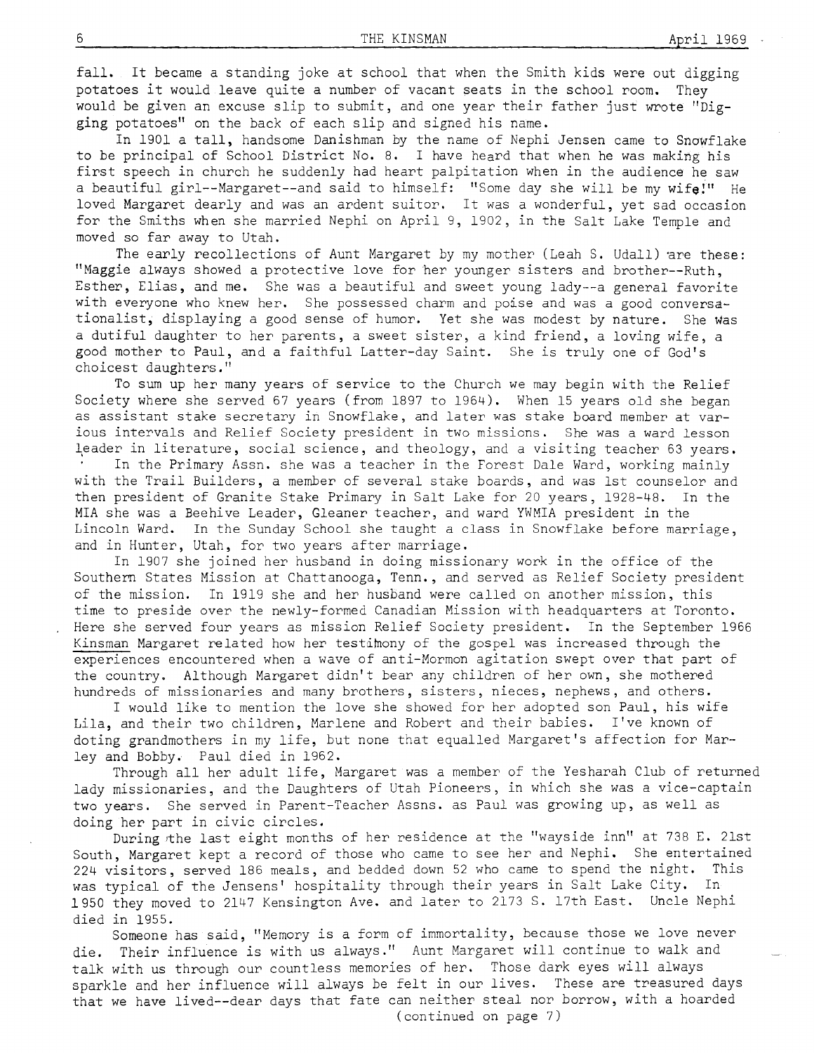fall. It became a standing joke at school that when the Smith kids were out digging potatoes it would leave quite a number of vacant seats in the school room. They would be given an excuse slip to submit, and one year their father just wrote "Digging potatoes" on the back of each slip and signed his name.

In 1901 a tall, handsome Danishman by the name of Nephi Jensen came to Snowflake to be principal of School District No. 8. I have heard that when he was making his first speech in church he suddenly had heart palpitation when in the audience he saw a beautiful girl--Margaret--and said to himself: "Some day she will be my wife!" He loved Margaret dearly and was an ardent suitor. It was a wonderful, yet sad occasion for the Smiths when she married Nephi on April 9, 1902, in the Salt Lake Temple and moved so far away to Utah.

The early recollections of Aunt Margaret by my mother (Leah S. Udall) are these: "Maggie always showed a protective love for her younger sisters and brother--Ruth, Esther, Elias, and me. She was a beautiful and sweet young lady--a general favorite with everyone who knew her. She possessed charm and poise and was a good conversationalist, displaying a good sense of humor. Yet she was modest by nature. She was a dutiful daughter to her parents, a sweet sister, a kind friend, a loving wife, a good mother to Paul, and a faithful Latter-day Saint. She is truly one of God's choicest daughters."

To sum up her many years of service to the Church we may begin with the Relief Society where she served 67 years (from 1897 to 1964). When 15 years old she began as assistant stake secretary in Snowflake, and later was stake board member at various intervals and Relief Society president in two missions. She was a ward lesson leader in literature, social science, and theology, and a visiting teacher 63 years.

In the Primary Assn. she was a teacher in the Forest Dale Ward, working mainly with the Trail Builders, a member of several stake boards, and was 1st counselor and then president of Granite Stake Primary in Salt Lake for 20 years, 1928-48. In the MIA she was a Beehive Leader, Gleaner teacher, and ward YWMIA president in the Lincoln Ward. In the Sunday School she taught a class in Snowflake before marriage, and in Hunter, Utah, for two years after marriage.

In 1907 she joined her husband in doing missionary work in the office of the Southern States Mission at Chattanooga, Tenn., and served as Relief Society president of the mission. In 1919 she and her husband were called on another mission, this time to preside over the newly-formed Canadian Mission with headquarters at Toronto. Here she served four years as mission Relief Society president. In the September 1966 Kinsman Margaret related how her testimony of the gospel was increased through the experiences encountered when a wave of anti-Mormon agitation swept over that part of the country. Although Margaret didn't bear any children of her own, she mothered hundreds of missionaries and many brothers, sisters, nieces, nephews, and others.

I would like to mention the love she showed for her adopted son Paul, his wife Lila, and their two children, Marlene and Robert and their babies. I've known of doting grandmothers in my life, but none that equalled Margaret's affection for Marley and Bobby. Paul died in 1962.

Through all her adult life, Margaret was a member of the Yesharah Club of returned lady missionaries, and the Daughters of Utah Pioneers, in which she was a vice-captain two years. She served in Parent-Teacher Assns. as Paul was growing up, as well as doing her part in civic circles.

During the last eight months of her residence at the "wayside inn" at 738 E. 21st South, Margaret kept a record of those who came to see her and Nephi. She entertained 224 visitors, served 186 meals, and bedded down 52 who came to spend the night. This was typical of the Jensens' hospitality through their years in Salt Lake City. In 1950 they moved to 2147 Kensington Ave. and later to 2173 S. 17th East. Uncle Nephi died in 1955.

Someone has said, "Memory is a form of immortality, because those we love never die. Their influence is with us always." Aunt Margaret will continue to walk and talk with us through our countless memories of her. Those dark eyes will always sparkle and her influence will always be felt in our lives. These are treasured days that we have lived--dear days that fate can neither steal nor borrow, with a hoarded

(continued on page 7)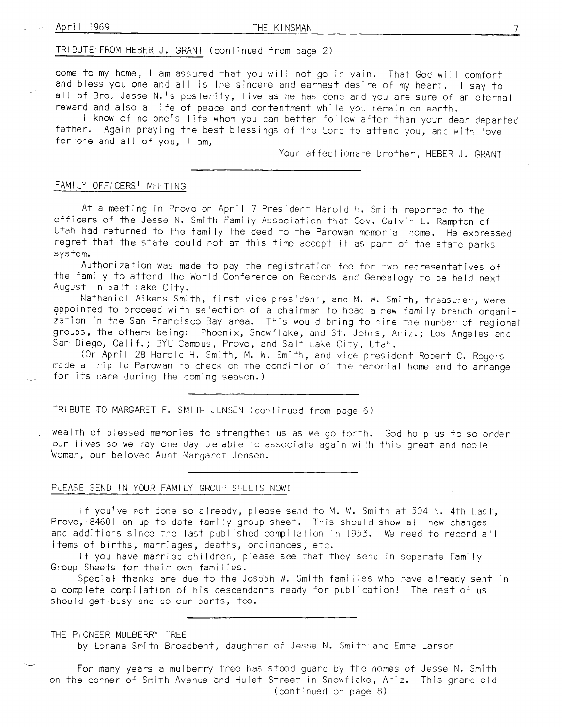## TRIBUTE FROM HEBER J. GRANT (continued from page 2)

come to my home, I am assured that you will not go in vain. That God will comfort and bless you one and all is the sincere and earnest desire of my heart. I say to all of Bro. Jesse N.'s posterity, live as he has done and you are sure of an eternal reward and also a life of peace and contentment while you remain on earth.

I know of no one's life whom you can better follow after than your dear departed father. Again praying the best blessings of the Lord to attend you, and with love for one and all of you, I am,

Your affectionate brother, HEBER J. GRANT

---

## FAMILY OFFICERS' MEETING

At a meeting in Provo on April 7 President Harold H. Smith reported to the officers of the Jesse N. Smith Family Association that Gov. Calvin L. Rampton of Utah had returned to the family the deed to the Parowan memorial home. He expressed regret that the state could not at this time accept it as part of the state parks system.

Authorization was made to pay the registration fee for two representatives of the family to attend the World Conference on Records and Genealogy to be held next August in Salt Lake City.

Nathaniel Aikens Smith, first vice president, and M. W. Smith, treasurer, were appointed to proceed with selection of a chairman to head a new family branch organization in the San Francisco Bay area. This would bring to nine the number of regional groups, the others being: Phoenix, Snowflake, and St. Johns, Ariz.; Los Angeles and San Diego, Calif.; BYU Campus, Provo, and Salt Lake City, Utah.

(On April 28 Harold H. Smith, M. W. Smith, and vice president Robert C. Rogers made a trip to Parowan to check on the condition of the memorial home and to arrange for its care during the coming season.)

---

## TRIBUTE TO MARGARET F. SMITH JENSEN (continued from page 6)

wealth of blessed memories to strengthen us as we go forth. God help us to so order our lives so we may one day be able to associate again with this great and noble woman, our beloved Aunt Margaret Jensen.

---

## PLEASE SEND IN YOUR FAMILY GROUP SHEETS NOW!

If you've not done so already, please send to M. W. Smith at 504 N. 4th East, Provo, 84601 an up-to-date family group sheet. This should show all new changes and additions since the last published compilation in 1953. We need to record all items of births, marriages, deaths, ordinances, etc.

If you have married children, please see that they send in separate Family Group Sheets for their own families.

Special thanks are due to the Joseph W. Smith families who have already sent in a complete compilation of his descendants ready for publication! The rest of us should get busy and do our parts, too.

---

## THE PIONEER MULBERRY TREE

by Lorana Smith Broadbent, daughter of Jesse N. Smith and Emma Larson

For many years a mulberry tree has stood guard by the homes of Jesse N. Smith on the corner of Smith Avenue and Hulet Street in Snowflake, Ariz. This grand old

(continued on page 8)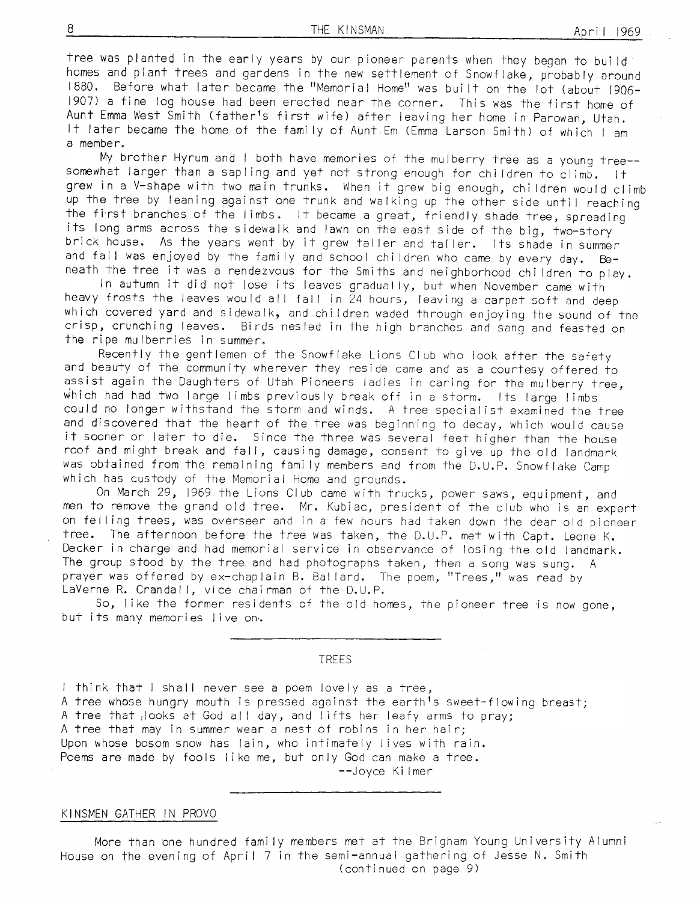tree was planted in the early years by our pioneer parents when they began to build homes and plant trees and gardens in the new settlement of Snowflake, probably around 1880. Before what later became the "Memorial Home" was built on the lot (about 1906-1907) a fine log house had been erected near the corner. This was the first home of Aunt Emma West Smith (father's first wife) after leaving her home in Parowan, Utah. It later became the home of the family of Aunt Em (Emma Larson Smith) of which I am a member.

My brother Hyrum and I both have memories of the mulberry tree as a young tree--somewhat larger than a sapling and yet not strong enough for children to climb. It grew in a V-shape with two main trunks. When it grew big enough, children would climb up the tree by leaning against one trunk and walking up the other side until reaching the first branches of the limbs. It became a great, friendly shade tree, spreading its long arms across the sidewalk and lawn on the east side of the big, two-story brick house. As the years went by it grew taller and taller. Its shade in summer and fall was enjoyed by the family and school children who came by every day. Beneath the tree it was a rendezvous for the Smiths and neighborhood children to play.

In autumn it did not lose its leaves gradually, but when November came with heavy frosts the leaves would all fall in 24 hours, leaving a carpet soft and deep which covered yard and sidewalk, and children waded through enjoying the sound of the crisp, crunching leaves. Birds nested in the high branches and sang and feasted on the ripe mulberries in summer.

Recently the gentlemen of the Snowflake Lions Club who look after the safety and beauty of the community wherever they reside came and as a courtesy offered to assist again the Daughters of Utah Pioneers ladies in caring for the mulberry tree, which had had two large limbs previously break off in a storm. Its large limbs could no longer withstand the storm and winds. A tree specialist examined the tree and discovered that the heart of the tree was beginning to decay, which would cause it sooner or later to die. Since the three was several feet higher than the house roof and might break and fall, causing damage, consent to give up the old landmark was obtained from the remaining family members and from the D.U.P. Snowflake Camp which has custody of the Memorial Home and grounds.

On March 29, 1969 the Lions Club came with trucks, power saws, equipment, and men to remove the grand old tree. Mr. Kubiac, president of the club who is an expert on felling trees, was overseer and in a few hours had taken down the dear old pioneer tree. The afternoon before the tree was taken, the D.U.P. met with Capt. Leone K. Decker in charge and had memorial service in observance of losing the old landmark. The group stood by the tree and had photographs taken, then a song was sung. A prayer was offered by ex-chaplain B. Ballard. The poem, "Trees," was read by LaVerne R. Crandall, vice chairman of the D.U.P.

So, like the former residents of the old homes, the pioneer tree is now gone, but its many memories live on.

---

## TREES

I think that I shall never see a poem lovely as a tree,
A tree whose hungry mouth is pressed against the earth's sweet-flowing breast;
A tree that looks at God all day, and lifts her leafy arms to pray;
A tree that may in summer wear a nest of robins in her hair;
Upon whose bosom snow has lain, who intimately lives with rain.
Poems are made by fools like me, but only God can make a tree.

--Joyce Kilmer

---

## KINSMEN GATHER IN PROVO

More than one hundred family members met at the Brigham Young University Alumni House on the evening of April 7 in the semi-annual gathering of Jesse N. Smith

(continued on page 9)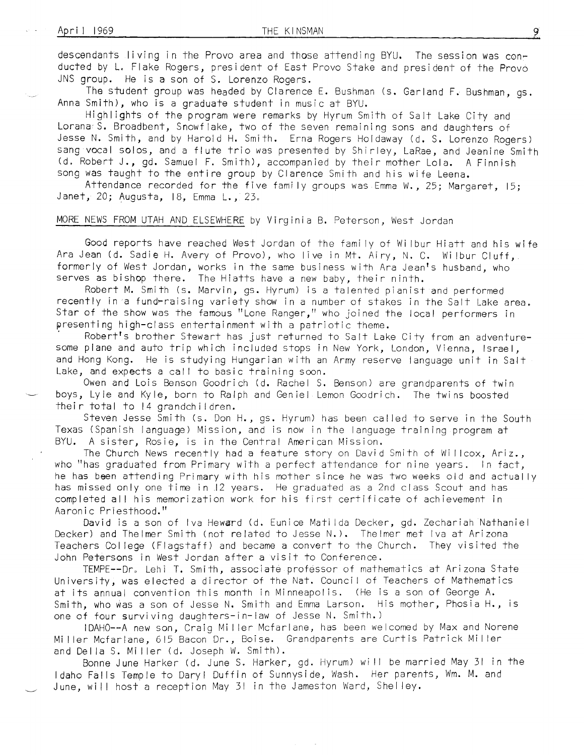descendants living in the Provo area and those attending BYU. The session was conducted by L. Flake Rogers, president of East Provo Stake and president of the Provo JNS group. He is a son of S. Lorenzo Rogers.

The student group was headed by Clarence E. Bushman (s. Garland F. Bushman, gs. Anna Smith), who is a graduate student in music at BYU.

Highlights of the program were remarks by Hyrum Smith of Salt Lake City and Lorana S. Broadbent, Snowflake, two of the seven remaining sons and daughters of Jesse N. Smith, and by Harold H. Smith. Erna Rogers Holdaway (d. S. Lorenzo Rogers) sang vocal solos, and a flute trio was presented by Shirley, LaRae, and Jeanine Smith (d. Robert J., gd. Samuel F. Smith), accompanied by their mother Lola. A Finnish song was taught to the entire group by Clarence Smith and his wife Leena.

Attendance recorded for the five family groups was Emma W., 25; Margaret, 15; Janet, 20; Augusta, 18, Emma L., 23.

MORE NEWS FROM UTAH AND ELSEWHERE by Virginia B. Peterson, West Jordan

Good reports have reached West Jordan of the family of Wilbur Hiatt and his wife Ara Jean (d. Sadie H. Avery of Provo), who live in Mt. Airy, N. C. Wilbur Cluff, formerly of West Jordan, works in the same business with Ara Jean's husband, who serves as bishop there. The Hiatts have a new baby, their ninth.

Robert M. Smith (s. Marvin, gs. Hyrum) is a talented pianist and performed recently in a fund-raising variety show in a number of stakes in the Salt Lake area. Star of the show was the famous "Lone Ranger," who joined the local performers in presenting high-class entertainment with a patriotic theme.

Robert's brother Stewart has just returned to Salt Lake City from an adventuresome plane and auto trip which included stops in New York, London, Vienna, Israel, and Hong Kong. He is studying Hungarian with an Army reserve language unit in Salt Lake, and expects a call to basic training soon.

Owen and Lois Benson Goodrich (d. Rachel S. Benson) are grandparents of twin boys, Lyle and Kyle, born to Ralph and Geniel Lemon Goodrich. The twins boosted their total to 14 grandchildren.

Steven Jesse Smith (s. Don H., gs. Hyrum) has been called to serve in the South Texas (Spanish language) Mission, and is now in the language training program at BYU. A sister, Rosie, is in the Central American Mission.

The Church News recently had a feature story on David Smith of Willcox, Ariz., who "has graduated from Primary with a perfect attendance for nine years. In fact, he has been attending Primary with his mother since he was two weeks old and actually has missed only one time in 12 years. He graduated as a 2nd class Scout and has completed all his memorization work for his first certificate of achievement in Aaronic Priesthood."

David is a son of Iva Heward (d. Eunice Matilda Decker, gd. Zechariah Nathaniel Decker) and Thelmer Smith (not related to Jesse N.). Thelmer met Iva at Arizona Teachers College (Flagstaff) and became a convert to the Church. They visited the John Petersons in West Jordan after a visit to Conference.

TEMPE--Dr. Lehi T. Smith, associate professor of mathematics at Arizona State University, was elected a director of the Nat. Council of Teachers of Mathematics at its annual convention this month in Minneapolis. (He is a son of George A. Smith, who was a son of Jesse N. Smith and Emma Larson. His mother, Phosia H., is one of four surviving daughters-in-law of Jesse N. Smith.)

IDAHO--A new son, Craig Miller Mcfarlane, has been welcomed by Max and Norene Miller Mcfarlane, 615 Bacon Dr., Boise. Grandparents are Curtis Patrick Miller and Della S. Miller (d. Joseph W. Smith).

Bonne June Harker (d. June S. Harker, gd. Hyrum) will be married May 31 in the Idaho Falls Temple to Daryl Duffin of Sunnyside, Wash. Her parents, Wm. M. and June, will host a reception May 31 in the Jameston Ward, Shelley.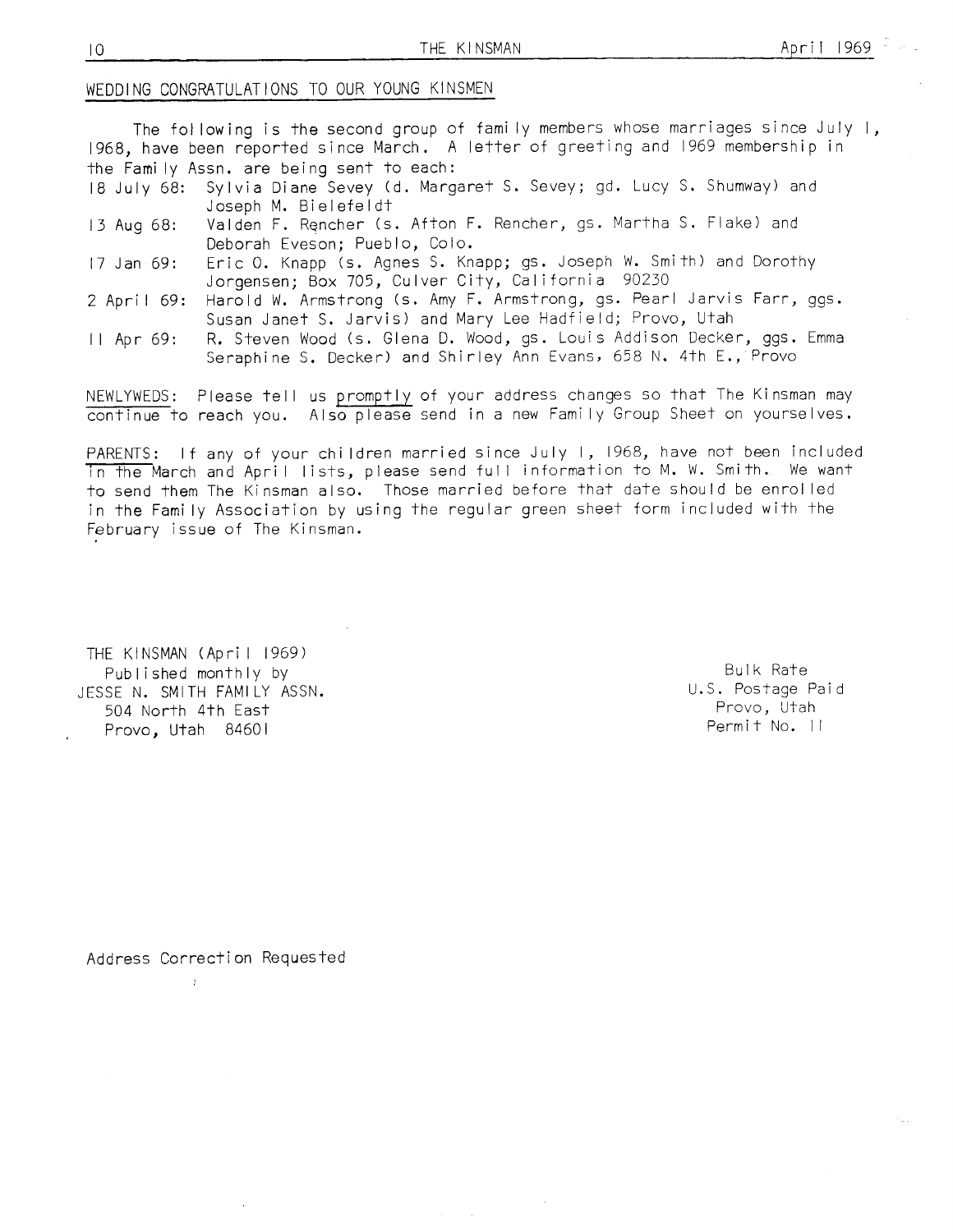## WEDDING CONGRATULATIONS TO OUR YOUNG KINSMEN

The following is the second group of family members whose marriages since July 1, 1968, have been reported since March. A letter of greeting and 1969 membership in the Family Assn. are being sent to each:

18 July 68: Sylvia Diane Sevey (d. Margaret S. Sevey; gd. Lucy S. Shumway) and Joseph M. Bielefeldt

13 Aug 68: Valden F. Rencher (s. Afton F. Rencher, gs. Martha S. Flake) and Deborah Eveson; Pueblo, Colo.

17 Jan 69: Eric O. Knapp (s. Agnes S. Knapp; gs. Joseph W. Smith) and Dorothy Jorgensen; Box 705, Culver City, California 90230

2 April 69: Harold W. Armstrong (s. Amy F. Armstrong, gs. Pearl Jarvis Farr, ggs. Susan Janet S. Jarvis) and Mary Lee Hadfield; Provo, Utah

11 Apr 69: R. Steven Wood (s. Glena D. Wood, gs. Louis Addison Decker, ggs. Emma Seraphine S. Decker) and Shirley Ann Evans, 658 N. 4th E., Provo

NEWLYWEDS: Please tell us promptly of your address changes so that The Kinsman may continue to reach you. Also please send in a new Family Group Sheet on yourselves.

PARENTS: If any of your children married since July 1, 1968, have not been included in the March and April lists, please send full information to M. W. Smith. We want to send them The Kinsman also. Those married before that date should be enrolled in the Family Association by using the regular green sheet form included with the February issue of The Kinsman.

THE KINSMAN (April 1969)
Published monthly by
JESSE N. SMITH FAMILY ASSN.
504 North 4th East
Provo, Utah 84601

Bulk Rate
U.S. Postage Paid
Provo, Utah
Permit No. 11

Address Correction Requested